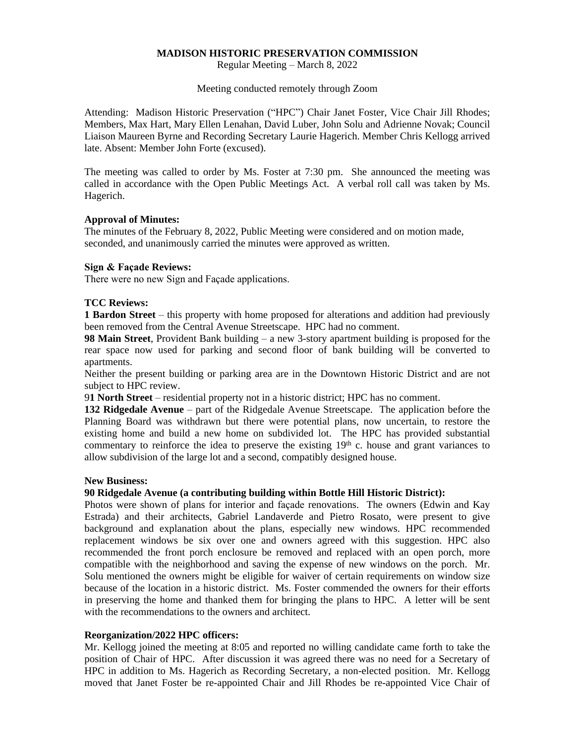**MADISON HISTORIC PRESERVATION COMMISSION**
Regular Meeting – March 8, 2022

Meeting conducted remotely through Zoom

Attending: Madison Historic Preservation ("HPC") Chair Janet Foster, Vice Chair Jill Rhodes; Members, Max Hart, Mary Ellen Lenahan, David Luber, John Solu and Adrienne Novak; Council Liaison Maureen Byrne and Recording Secretary Laurie Hagerich. Member Chris Kellogg arrived late. Absent: Member John Forte (excused).

The meeting was called to order by Ms. Foster at 7:30 pm. She announced the meeting was called in accordance with the Open Public Meetings Act. A verbal roll call was taken by Ms. Hagerich.

**Approval of Minutes:**
The minutes of the February 8, 2022, Public Meeting were considered and on motion made, seconded, and unanimously carried the minutes were approved as written.

**Sign & Façade Reviews:**
There were no new Sign and Façade applications.

**TCC Reviews:**
**1 Bardon Street** – this property with home proposed for alterations and addition had previously been removed from the Central Avenue Streetscape. HPC had no comment.
**98 Main Street**, Provident Bank building – a new 3-story apartment building is proposed for the rear space now used for parking and second floor of bank building will be converted to apartments.
Neither the present building or parking area are in the Downtown Historic District and are not subject to HPC review.
9**1 North Street** – residential property not in a historic district; HPC has no comment.
**132 Ridgedale Avenue** – part of the Ridgedale Avenue Streetscape. The application before the Planning Board was withdrawn but there were potential plans, now uncertain, to restore the existing home and build a new home on subdivided lot. The HPC has provided substantial commentary to reinforce the idea to preserve the existing 19th c. house and grant variances to allow subdivision of the large lot and a second, compatibly designed house.

**New Business:**
**90 Ridgedale Avenue (a contributing building within Bottle Hill Historic District):**
Photos were shown of plans for interior and façade renovations. The owners (Edwin and Kay Estrada) and their architects, Gabriel Landaverde and Pietro Rosato, were present to give background and explanation about the plans, especially new windows. HPC recommended replacement windows be six over one and owners agreed with this suggestion. HPC also recommended the front porch enclosure be removed and replaced with an open porch, more compatible with the neighborhood and saving the expense of new windows on the porch. Mr. Solu mentioned the owners might be eligible for waiver of certain requirements on window size because of the location in a historic district. Ms. Foster commended the owners for their efforts in preserving the home and thanked them for bringing the plans to HPC. A letter will be sent with the recommendations to the owners and architect.

**Reorganization/2022 HPC officers:**
Mr. Kellogg joined the meeting at 8:05 and reported no willing candidate came forth to take the position of Chair of HPC. After discussion it was agreed there was no need for a Secretary of HPC in addition to Ms. Hagerich as Recording Secretary, a non-elected position. Mr. Kellogg moved that Janet Foster be re-appointed Chair and Jill Rhodes be re-appointed Vice Chair of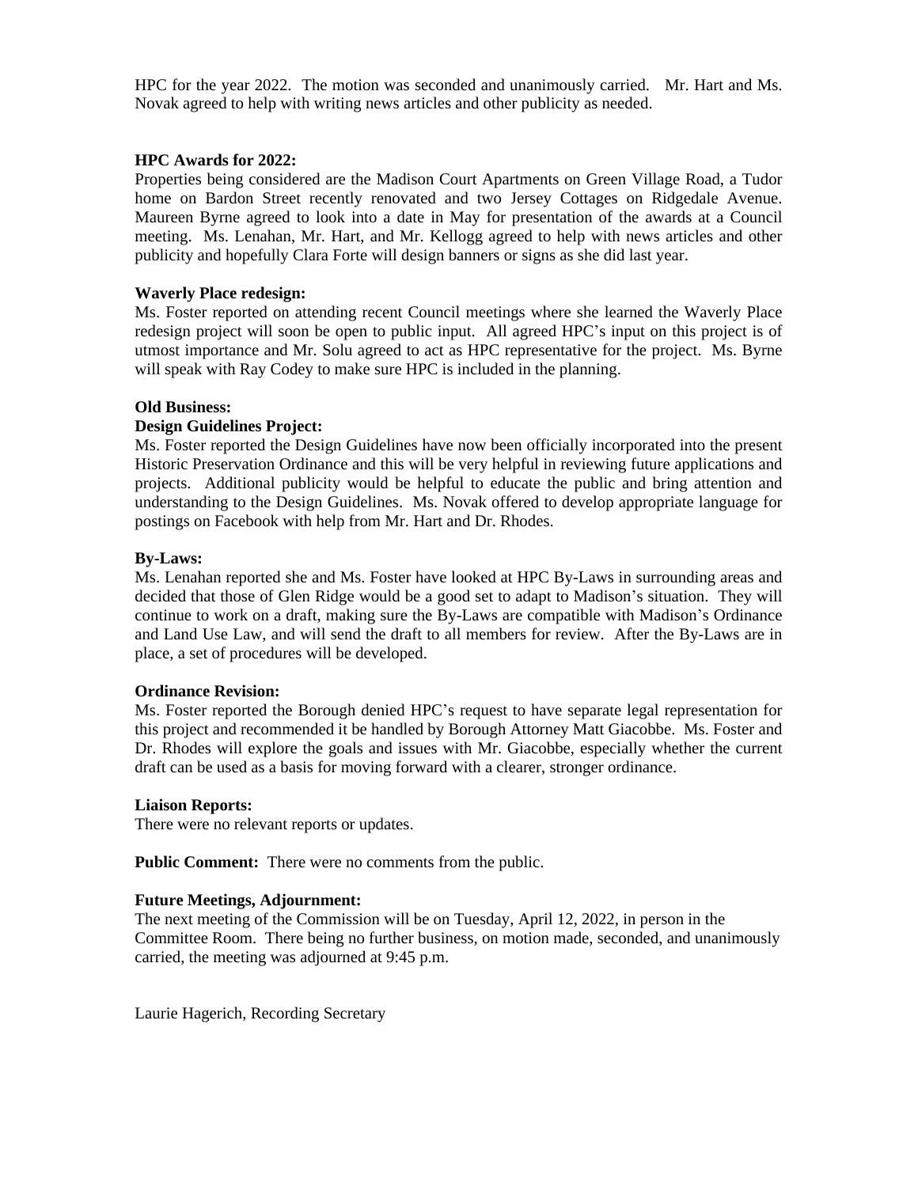HPC for the year 2022. The motion was seconded and unanimously carried. Mr. Hart and Ms. Novak agreed to help with writing news articles and other publicity as needed.

**HPC Awards for 2022:**
Properties being considered are the Madison Court Apartments on Green Village Road, a Tudor home on Bardon Street recently renovated and two Jersey Cottages on Ridgedale Avenue. Maureen Byrne agreed to look into a date in May for presentation of the awards at a Council meeting. Ms. Lenahan, Mr. Hart, and Mr. Kellogg agreed to help with news articles and other publicity and hopefully Clara Forte will design banners or signs as she did last year.

**Waverly Place redesign:**
Ms. Foster reported on attending recent Council meetings where she learned the Waverly Place redesign project will soon be open to public input. All agreed HPC's input on this project is of utmost importance and Mr. Solu agreed to act as HPC representative for the project. Ms. Byrne will speak with Ray Codey to make sure HPC is included in the planning.

**Old Business:**

**Design Guidelines Project:**
Ms. Foster reported the Design Guidelines have now been officially incorporated into the present Historic Preservation Ordinance and this will be very helpful in reviewing future applications and projects. Additional publicity would be helpful to educate the public and bring attention and understanding to the Design Guidelines. Ms. Novak offered to develop appropriate language for postings on Facebook with help from Mr. Hart and Dr. Rhodes.

**By-Laws:**
Ms. Lenahan reported she and Ms. Foster have looked at HPC By-Laws in surrounding areas and decided that those of Glen Ridge would be a good set to adapt to Madison's situation. They will continue to work on a draft, making sure the By-Laws are compatible with Madison's Ordinance and Land Use Law, and will send the draft to all members for review. After the By-Laws are in place, a set of procedures will be developed.

**Ordinance Revision:**
Ms. Foster reported the Borough denied HPC's request to have separate legal representation for this project and recommended it be handled by Borough Attorney Matt Giacobbe. Ms. Foster and Dr. Rhodes will explore the goals and issues with Mr. Giacobbe, especially whether the current draft can be used as a basis for moving forward with a clearer, stronger ordinance.

**Liaison Reports:**
There were no relevant reports or updates.

**Public Comment:** There were no comments from the public.

**Future Meetings, Adjournment:**
The next meeting of the Commission will be on Tuesday, April 12, 2022, in person in the Committee Room. There being no further business, on motion made, seconded, and unanimously carried, the meeting was adjourned at 9:45 p.m.

Laurie Hagerich, Recording Secretary